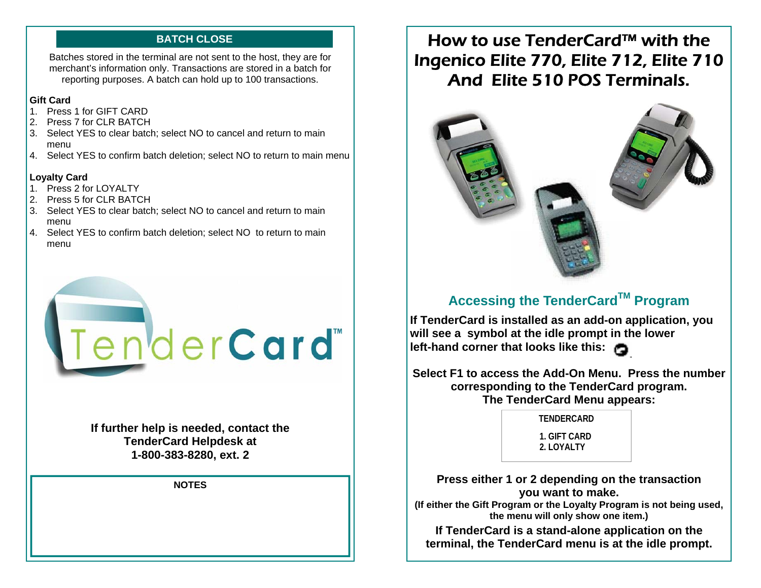## BATCH CLOSE

Batches stored in the terminal are not sent to the host, they are for merchant's information only. Transactions are stored in a batch for reporting purposes. A batch can hold up to 100 transactions.

**Gift Card**

1. Press 1 for GIFT CARD
2. Press 7 for CLR BATCH
3. Select YES to clear batch; select NO to cancel and return to main menu
4. Select YES to confirm batch deletion; select NO to return to main menu

**Loyalty Card**

1. Press 2 for LOYALTY
2. Press 5 for CLR BATCH
3. Select YES to clear batch; select NO to cancel and return to main menu
4. Select YES to confirm batch deletion; select NO to return to main menu

TenderCard™

**If further help is needed, contact the TenderCard Helpdesk at 1-800-383-8280, ext. 2**

**NOTES**

# How to use TenderCard™ with the Ingenico Elite 770, Elite 712, Elite 710 And Elite 510 POS Terminals.

## Accessing the TenderCard™ Program

**If TenderCard is installed as an add-on application, you will see a symbol at the idle prompt in the lower left-hand corner that looks like this:**

**Select F1 to access the Add-On Menu. Press the number corresponding to the TenderCard program. The TenderCard Menu appears:**

```
TENDERCARD

1. GIFT CARD
2. LOYALTY
```

**Press either 1 or 2 depending on the transaction you want to make.**
**(If either the Gift Program or the Loyalty Program is not being used, the menu will only show one item.)**

**If TenderCard is a stand-alone application on the terminal, the TenderCard menu is at the idle prompt.**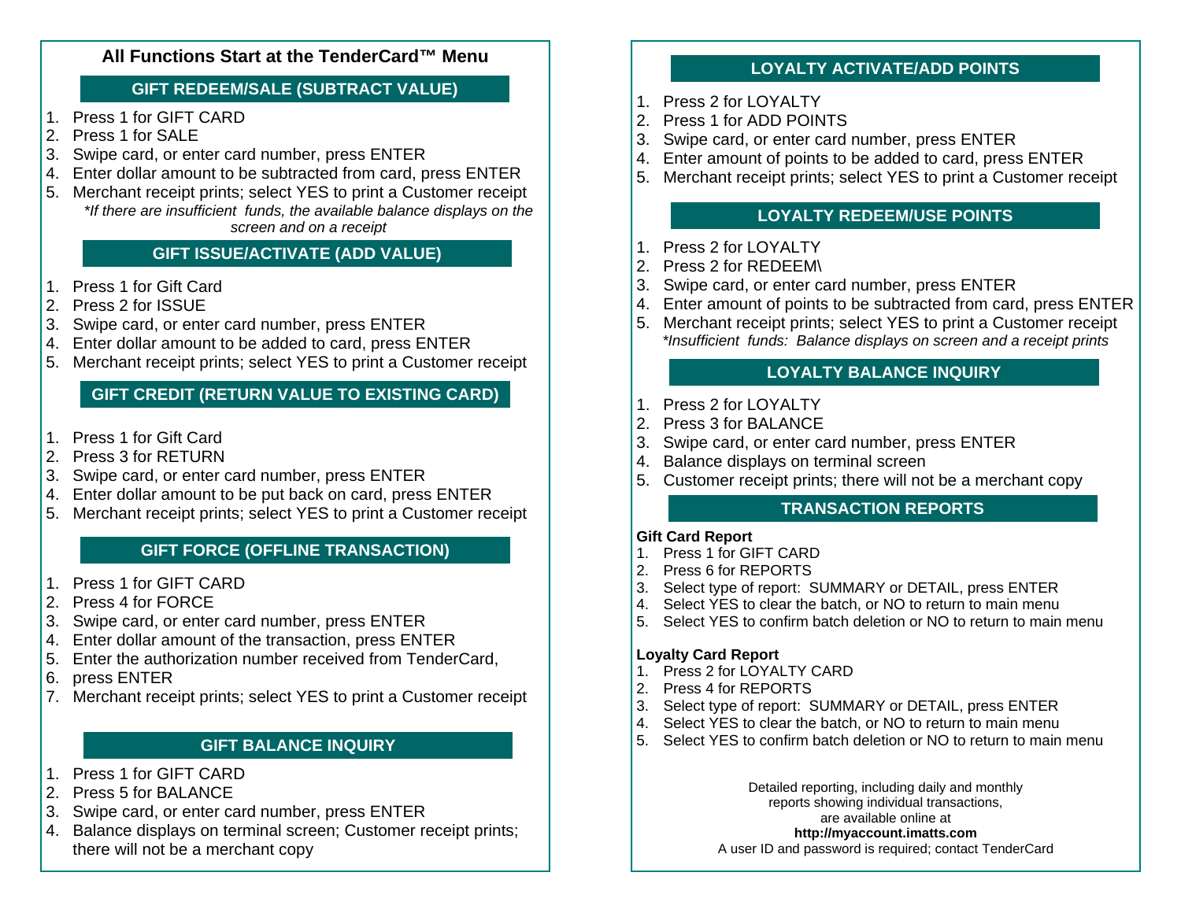# All Functions Start at the TenderCard™ Menu

## GIFT REDEEM/SALE (SUBTRACT VALUE)

1. Press 1 for GIFT CARD
2. Press 1 for SALE
3. Swipe card, or enter card number, press ENTER
4. Enter dollar amount to be subtracted from card, press ENTER
5. Merchant receipt prints; select YES to print a Customer receipt

*\*If there are insufficient funds, the available balance displays on the screen and on a receipt*

## GIFT ISSUE/ACTIVATE (ADD VALUE)

1. Press 1 for Gift Card
2. Press 2 for ISSUE
3. Swipe card, or enter card number, press ENTER
4. Enter dollar amount to be added to card, press ENTER
5. Merchant receipt prints; select YES to print a Customer receipt

## GIFT CREDIT (RETURN VALUE TO EXISTING CARD)

1. Press 1 for Gift Card
2. Press 3 for RETURN
3. Swipe card, or enter card number, press ENTER
4. Enter dollar amount to be put back on card, press ENTER
5. Merchant receipt prints; select YES to print a Customer receipt

## GIFT FORCE (OFFLINE TRANSACTION)

1. Press 1 for GIFT CARD
2. Press 4 for FORCE
3. Swipe card, or enter card number, press ENTER
4. Enter dollar amount of the transaction, press ENTER
5. Enter the authorization number received from TenderCard,
6. press ENTER
7. Merchant receipt prints; select YES to print a Customer receipt

## GIFT BALANCE INQUIRY

1. Press 1 for GIFT CARD
2. Press 5 for BALANCE
3. Swipe card, or enter card number, press ENTER
4. Balance displays on terminal screen; Customer receipt prints; there will not be a merchant copy

## LOYALTY ACTIVATE/ADD POINTS

1. Press 2 for LOYALTY
2. Press 1 for ADD POINTS
3. Swipe card, or enter card number, press ENTER
4. Enter amount of points to be added to card, press ENTER
5. Merchant receipt prints; select YES to print a Customer receipt

## LOYALTY REDEEM/USE POINTS

1. Press 2 for LOYALTY
2. Press 2 for REDEEM\
3. Swipe card, or enter card number, press ENTER
4. Enter amount of points to be subtracted from card, press ENTER
5. Merchant receipt prints; select YES to print a Customer receipt

*\*Insufficient funds: Balance displays on screen and a receipt prints*

## LOYALTY BALANCE INQUIRY

1. Press 2 for LOYALTY
2. Press 3 for BALANCE
3. Swipe card, or enter card number, press ENTER
4. Balance displays on terminal screen
5. Customer receipt prints; there will not be a merchant copy

## TRANSACTION REPORTS

**Gift Card Report**

1. Press 1 for GIFT CARD
2. Press 6 for REPORTS
3. Select type of report: SUMMARY or DETAIL, press ENTER
4. Select YES to clear the batch, or NO to return to main menu
5. Select YES to confirm batch deletion or NO to return to main menu

**Loyalty Card Report**

1. Press 2 for LOYALTY CARD
2. Press 4 for REPORTS
3. Select type of report: SUMMARY or DETAIL, press ENTER
4. Select YES to clear the batch, or NO to return to main menu
5. Select YES to confirm batch deletion or NO to return to main menu

Detailed reporting, including daily and monthly reports showing individual transactions, are available online at
**http://myaccount.imatts.com**
A user ID and password is required; contact TenderCard